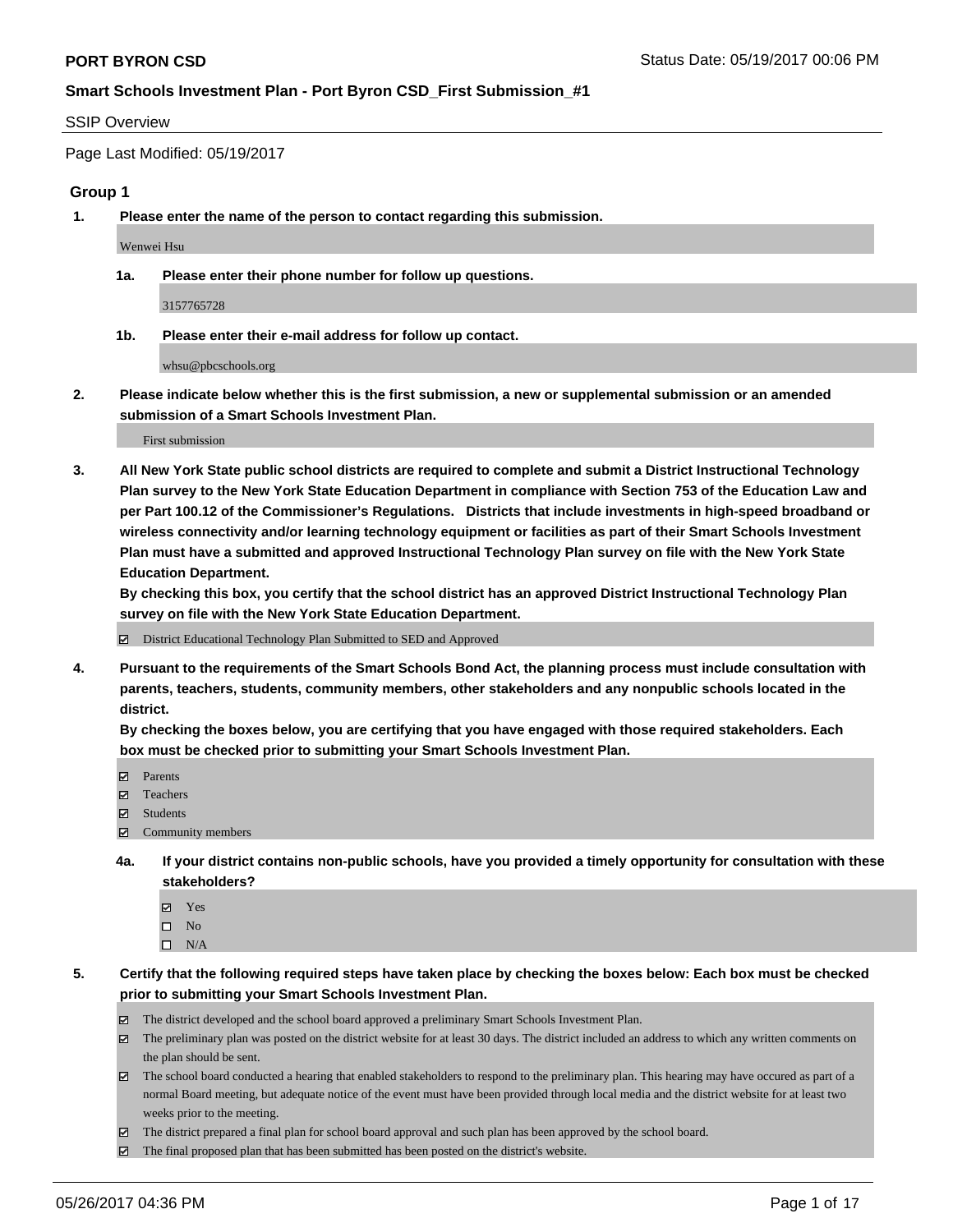**PORT BYRON CSD** Status Date: 05/19/2017 00:06 PM

**Smart Schools Investment Plan - Port Byron CSD_First Submission_#1**

SSIP Overview

Page Last Modified: 05/19/2017

## Group 1

**1. Please enter the name of the person to contact regarding this submission.**

Wenwei Hsu

**1a. Please enter their phone number for follow up questions.**

3157765728

**1b. Please enter their e-mail address for follow up contact.**

whsu@pbcschools.org

**2. Please indicate below whether this is the first submission, a new or supplemental submission or an amended submission of a Smart Schools Investment Plan.**

First submission

**3. All New York State public school districts are required to complete and submit a District Instructional Technology Plan survey to the New York State Education Department in compliance with Section 753 of the Education Law and per Part 100.12 of the Commissioner's Regulations. Districts that include investments in high-speed broadband or wireless connectivity and/or learning technology equipment or facilities as part of their Smart Schools Investment Plan must have a submitted and approved Instructional Technology Plan survey on file with the New York State Education Department.**
**By checking this box, you certify that the school district has an approved District Instructional Technology Plan survey on file with the New York State Education Department.**

☑ District Educational Technology Plan Submitted to SED and Approved

**4. Pursuant to the requirements of the Smart Schools Bond Act, the planning process must include consultation with parents, teachers, students, community members, other stakeholders and any nonpublic schools located in the district.**
**By checking the boxes below, you are certifying that you have engaged with those required stakeholders. Each box must be checked prior to submitting your Smart Schools Investment Plan.**

☑ Parents
☑ Teachers
☑ Students
☑ Community members

**4a. If your district contains non-public schools, have you provided a timely opportunity for consultation with these stakeholders?**

☑ Yes
☐ No
☐ N/A

**5. Certify that the following required steps have taken place by checking the boxes below: Each box must be checked prior to submitting your Smart Schools Investment Plan.**

☑ The district developed and the school board approved a preliminary Smart Schools Investment Plan.
☑ The preliminary plan was posted on the district website for at least 30 days. The district included an address to which any written comments on the plan should be sent.
☑ The school board conducted a hearing that enabled stakeholders to respond to the preliminary plan. This hearing may have occured as part of a normal Board meeting, but adequate notice of the event must have been provided through local media and the district website for at least two weeks prior to the meeting.
☑ The district prepared a final plan for school board approval and such plan has been approved by the school board.
☑ The final proposed plan that has been submitted has been posted on the district's website.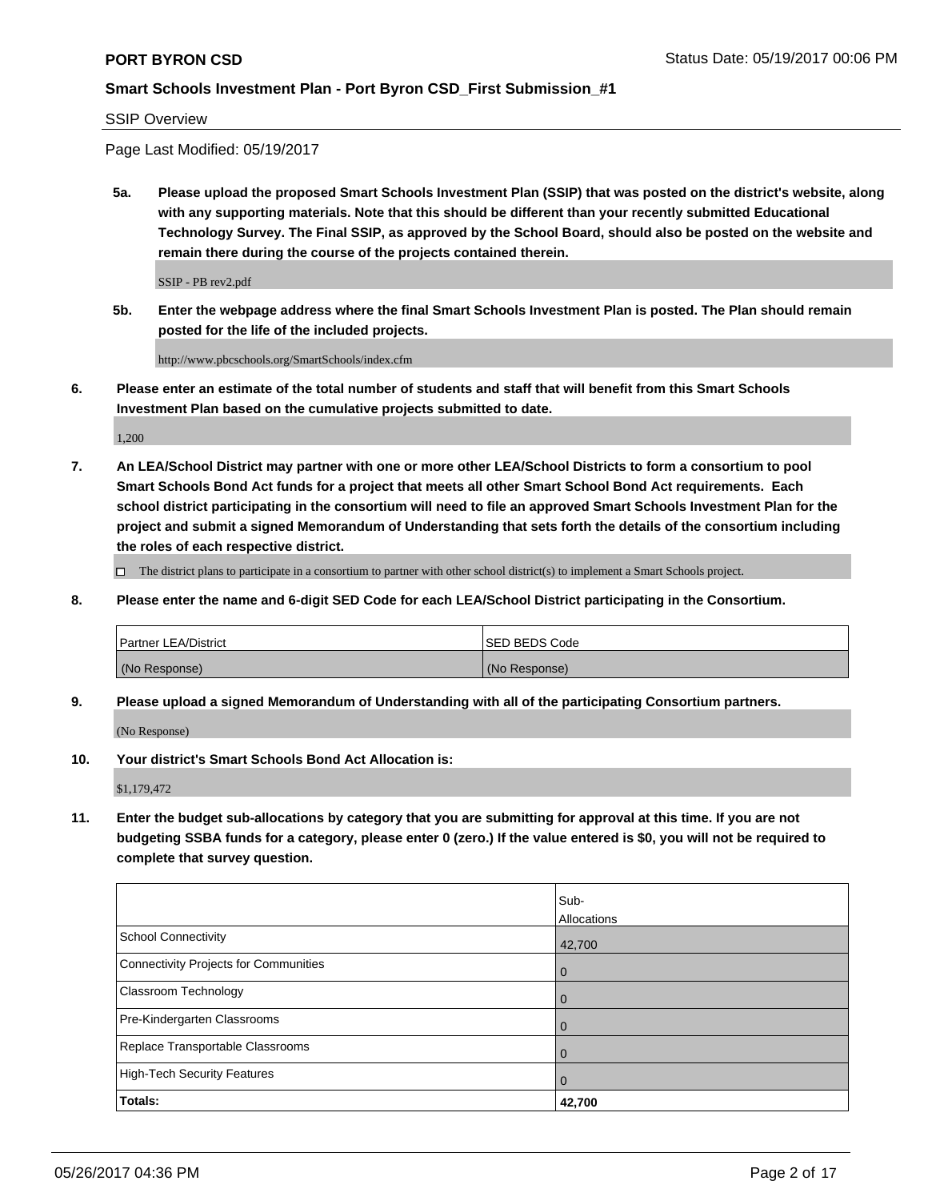**Smart Schools Investment Plan - Port Byron CSD_First Submission_#1**

SSIP Overview

Page Last Modified: 05/19/2017

**5a. Please upload the proposed Smart Schools Investment Plan (SSIP) that was posted on the district's website, along with any supporting materials. Note that this should be different than your recently submitted Educational Technology Survey. The Final SSIP, as approved by the School Board, should also be posted on the website and remain there during the course of the projects contained therein.**

SSIP - PB rev2.pdf

**5b. Enter the webpage address where the final Smart Schools Investment Plan is posted. The Plan should remain posted for the life of the included projects.**

http://www.pbcschools.org/SmartSchools/index.cfm

**6. Please enter an estimate of the total number of students and staff that will benefit from this Smart Schools Investment Plan based on the cumulative projects submitted to date.**

1,200

**7. An LEA/School District may partner with one or more other LEA/School Districts to form a consortium to pool Smart Schools Bond Act funds for a project that meets all other Smart School Bond Act requirements. Each school district participating in the consortium will need to file an approved Smart Schools Investment Plan for the project and submit a signed Memorandum of Understanding that sets forth the details of the consortium including the roles of each respective district.**

☐ The district plans to participate in a consortium to partner with other school district(s) to implement a Smart Schools project.

**8. Please enter the name and 6-digit SED Code for each LEA/School District participating in the Consortium.**

| Partner LEA/District | SED BEDS Code |
|---|---|
| (No Response) | (No Response) |

**9. Please upload a signed Memorandum of Understanding with all of the participating Consortium partners.**

(No Response)

**10. Your district's Smart Schools Bond Act Allocation is:**

$1,179,472

**11. Enter the budget sub-allocations by category that you are submitting for approval at this time. If you are not budgeting SSBA funds for a category, please enter 0 (zero.) If the value entered is $0, you will not be required to complete that survey question.**

| | Sub-Allocations |
|---|---|
| School Connectivity | 42,700 |
| Connectivity Projects for Communities | 0 |
| Classroom Technology | 0 |
| Pre-Kindergarten Classrooms | 0 |
| Replace Transportable Classrooms | 0 |
| High-Tech Security Features | 0 |
| **Totals:** | **42,700** |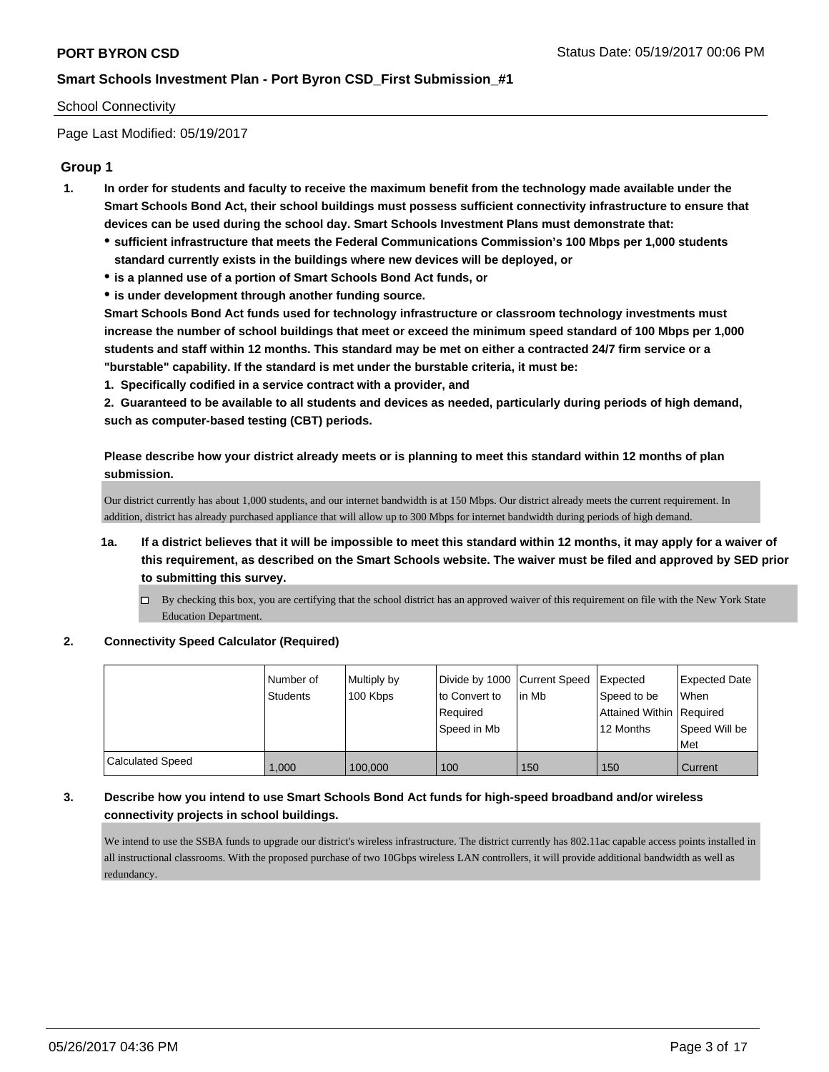School Connectivity

Page Last Modified: 05/19/2017

## Group 1

1. **In order for students and faculty to receive the maximum benefit from the technology made available under the Smart Schools Bond Act, their school buildings must possess sufficient connectivity infrastructure to ensure that devices can be used during the school day. Smart Schools Investment Plans must demonstrate that:**
   - **sufficient infrastructure that meets the Federal Communications Commission's 100 Mbps per 1,000 students standard currently exists in the buildings where new devices will be deployed, or**
   - **is a planned use of a portion of Smart Schools Bond Act funds, or**
   - **is under development through another funding source.**

   **Smart Schools Bond Act funds used for technology infrastructure or classroom technology investments must increase the number of school buildings that meet or exceed the minimum speed standard of 100 Mbps per 1,000 students and staff within 12 months. This standard may be met on either a contracted 24/7 firm service or a "burstable" capability. If the standard is met under the burstable criteria, it must be:**

   **1. Specifically codified in a service contract with a provider, and**

   **2. Guaranteed to be available to all students and devices as needed, particularly during periods of high demand, such as computer-based testing (CBT) periods.**

   **Please describe how your district already meets or is planning to meet this standard within 12 months of plan submission.**

   Our district currently has about 1,000 students, and our internet bandwidth is at 150 Mbps. Our district already meets the current requirement. In addition, district has already purchased appliance that will allow up to 300 Mbps for internet bandwidth during periods of high demand.

   1a. **If a district believes that it will be impossible to meet this standard within 12 months, it may apply for a waiver of this requirement, as described on the Smart Schools website. The waiver must be filed and approved by SED prior to submitting this survey.**

   ☐ By checking this box, you are certifying that the school district has an approved waiver of this requirement on file with the New York State Education Department.

2. **Connectivity Speed Calculator (Required)**

| | Number of Students | Multiply by 100 Kbps | Divide by 1000 to Convert to Required Speed in Mb | Current Speed in Mb | Expected Speed to be Attained Within 12 Months | Expected Date When Required Speed Will be Met |
|---|---|---|---|---|---|---|
| Calculated Speed | 1,000 | 100,000 | 100 | 150 | 150 | Current |

3. **Describe how you intend to use Smart Schools Bond Act funds for high-speed broadband and/or wireless connectivity projects in school buildings.**

   We intend to use the SSBA funds to upgrade our district's wireless infrastructure. The district currently has 802.11ac capable access points installed in all instructional classrooms. With the proposed purchase of two 10Gbps wireless LAN controllers, it will provide additional bandwidth as well as redundancy.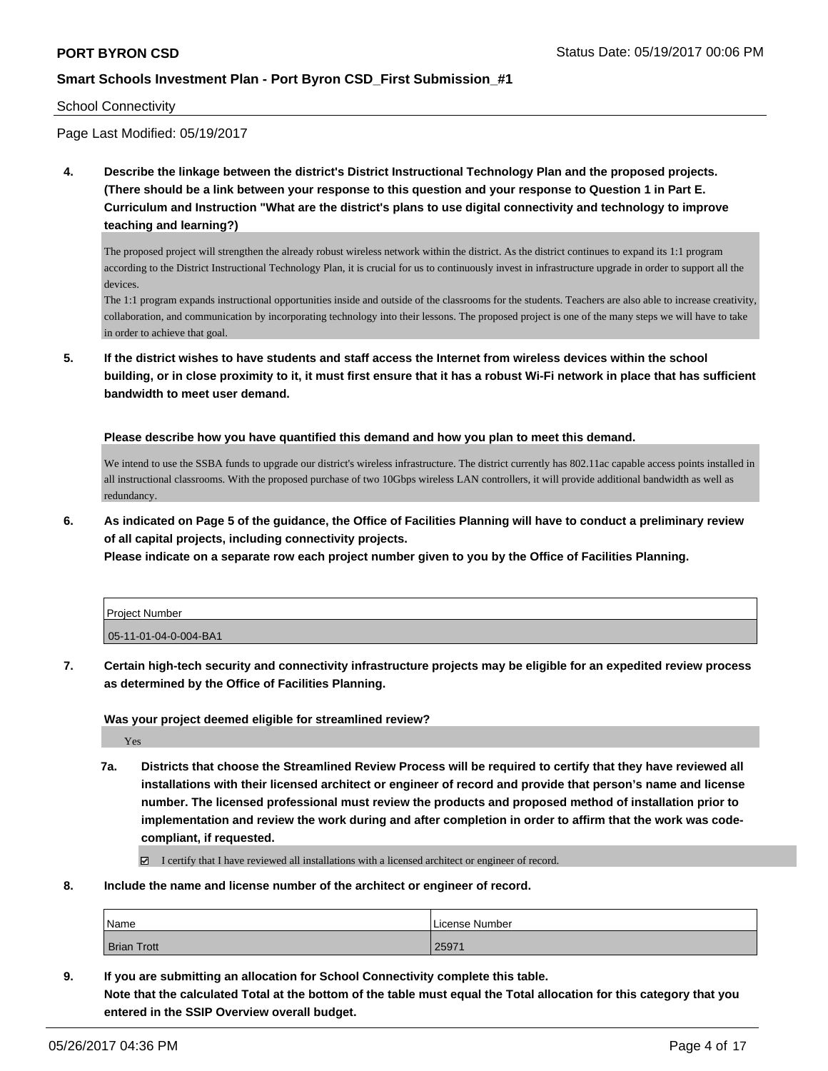School Connectivity

Page Last Modified: 05/19/2017

**4. Describe the linkage between the district's District Instructional Technology Plan and the proposed projects. (There should be a link between your response to this question and your response to Question 1 in Part E. Curriculum and Instruction "What are the district's plans to use digital connectivity and technology to improve teaching and learning?)**

The proposed project will strengthen the already robust wireless network within the district. As the district continues to expand its 1:1 program according to the District Instructional Technology Plan, it is crucial for us to continuously invest in infrastructure upgrade in order to support all the devices.
The 1:1 program expands instructional opportunities inside and outside of the classrooms for the students. Teachers are also able to increase creativity, collaboration, and communication by incorporating technology into their lessons. The proposed project is one of the many steps we will have to take in order to achieve that goal.

**5. If the district wishes to have students and staff access the Internet from wireless devices within the school building, or in close proximity to it, it must first ensure that it has a robust Wi-Fi network in place that has sufficient bandwidth to meet user demand.**

**Please describe how you have quantified this demand and how you plan to meet this demand.**

We intend to use the SSBA funds to upgrade our district's wireless infrastructure. The district currently has 802.11ac capable access points installed in all instructional classrooms. With the proposed purchase of two 10Gbps wireless LAN controllers, it will provide additional bandwidth as well as redundancy.

**6. As indicated on Page 5 of the guidance, the Office of Facilities Planning will have to conduct a preliminary review of all capital projects, including connectivity projects.**
**Please indicate on a separate row each project number given to you by the Office of Facilities Planning.**

| Project Number |
| --- |
| 05-11-01-04-0-004-BA1 |

**7. Certain high-tech security and connectivity infrastructure projects may be eligible for an expedited review process as determined by the Office of Facilities Planning.**

**Was your project deemed eligible for streamlined review?**

Yes

**7a. Districts that choose the Streamlined Review Process will be required to certify that they have reviewed all installations with their licensed architect or engineer of record and provide that person's name and license number. The licensed professional must review the products and proposed method of installation prior to implementation and review the work during and after completion in order to affirm that the work was code-compliant, if requested.**

☑ I certify that I have reviewed all installations with a licensed architect or engineer of record.

**8. Include the name and license number of the architect or engineer of record.**

| Name | License Number |
| --- | --- |
| Brian Trott | 25971 |

**9. If you are submitting an allocation for School Connectivity complete this table.**
**Note that the calculated Total at the bottom of the table must equal the Total allocation for this category that you entered in the SSIP Overview overall budget.**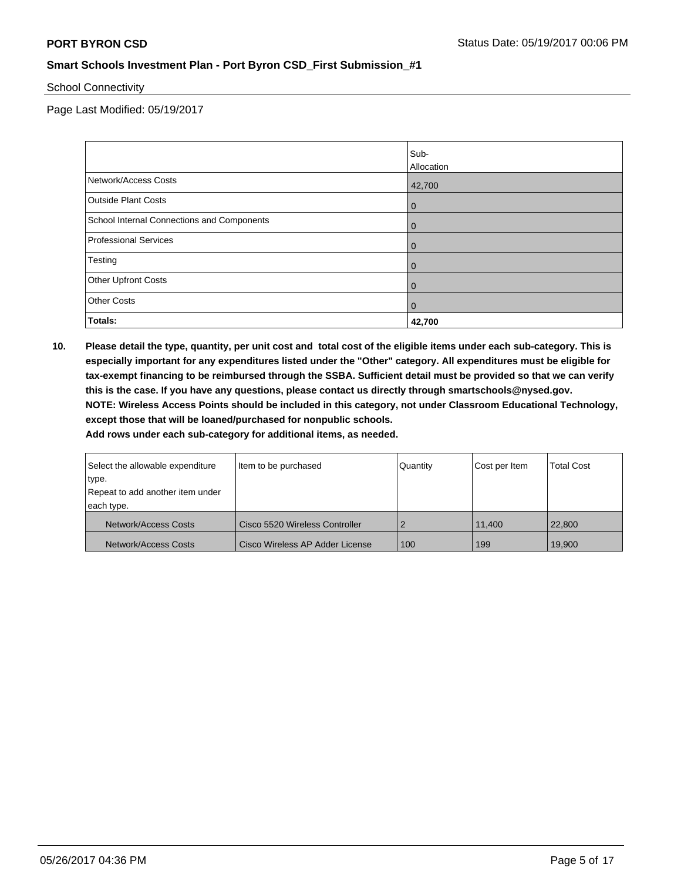School Connectivity

Page Last Modified: 05/19/2017

| | Sub-Allocation |
|---|---|
| Network/Access Costs | 42,700 |
| Outside Plant Costs | 0 |
| School Internal Connections and Components | 0 |
| Professional Services | 0 |
| Testing | 0 |
| Other Upfront Costs | 0 |
| Other Costs | 0 |
| **Totals:** | **42,700** |

**10. Please detail the type, quantity, per unit cost and total cost of the eligible items under each sub-category. This is especially important for any expenditures listed under the "Other" category. All expenditures must be eligible for tax-exempt financing to be reimbursed through the SSBA. Sufficient detail must be provided so that we can verify this is the case. If you have any questions, please contact us directly through smartschools@nysed.gov.**
**NOTE: Wireless Access Points should be included in this category, not under Classroom Educational Technology, except those that will be loaned/purchased for nonpublic schools.**
**Add rows under each sub-category for additional items, as needed.**

| Select the allowable expenditure type. Repeat to add another item under each type. | Item to be purchased | Quantity | Cost per Item | Total Cost |
|---|---|---|---|---|
| Network/Access Costs | Cisco 5520 Wireless Controller | 2 | 11,400 | 22,800 |
| Network/Access Costs | Cisco Wireless AP Adder License | 100 | 199 | 19,900 |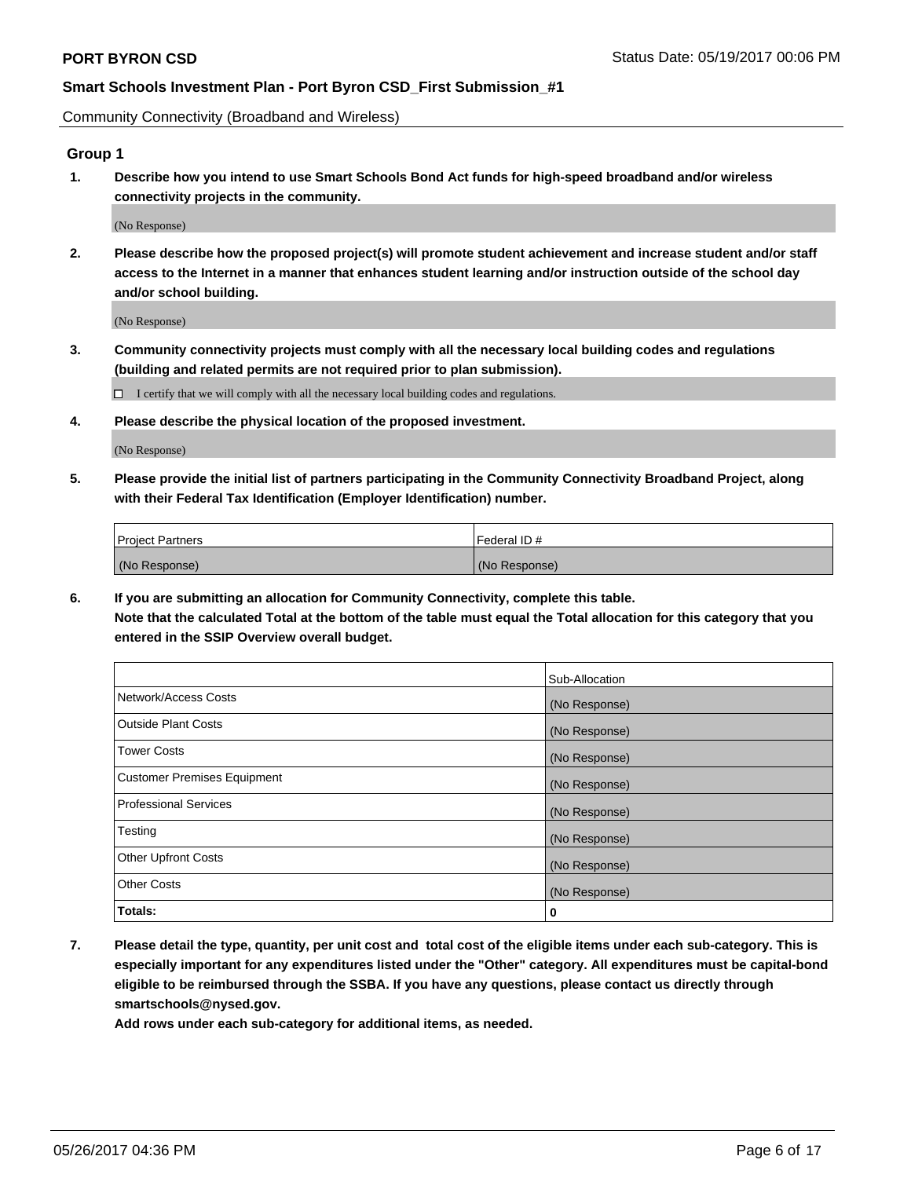Community Connectivity (Broadband and Wireless)

### Group 1

**1. Describe how you intend to use Smart Schools Bond Act funds for high-speed broadband and/or wireless connectivity projects in the community.**

(No Response)

**2. Please describe how the proposed project(s) will promote student achievement and increase student and/or staff access to the Internet in a manner that enhances student learning and/or instruction outside of the school day and/or school building.**

(No Response)

**3. Community connectivity projects must comply with all the necessary local building codes and regulations (building and related permits are not required prior to plan submission).**

☐ I certify that we will comply with all the necessary local building codes and regulations.

**4. Please describe the physical location of the proposed investment.**

(No Response)

**5. Please provide the initial list of partners participating in the Community Connectivity Broadband Project, along with their Federal Tax Identification (Employer Identification) number.**

| Project Partners | Federal ID # |
|---|---|
| (No Response) | (No Response) |

**6. If you are submitting an allocation for Community Connectivity, complete this table. Note that the calculated Total at the bottom of the table must equal the Total allocation for this category that you entered in the SSIP Overview overall budget.**

| | Sub-Allocation |
|---|---|
| Network/Access Costs | (No Response) |
| Outside Plant Costs | (No Response) |
| Tower Costs | (No Response) |
| Customer Premises Equipment | (No Response) |
| Professional Services | (No Response) |
| Testing | (No Response) |
| Other Upfront Costs | (No Response) |
| Other Costs | (No Response) |
| **Totals:** | **0** |

**7. Please detail the type, quantity, per unit cost and total cost of the eligible items under each sub-category. This is especially important for any expenditures listed under the "Other" category. All expenditures must be capital-bond eligible to be reimbursed through the SSBA. If you have any questions, please contact us directly through smartschools@nysed.gov.**

**Add rows under each sub-category for additional items, as needed.**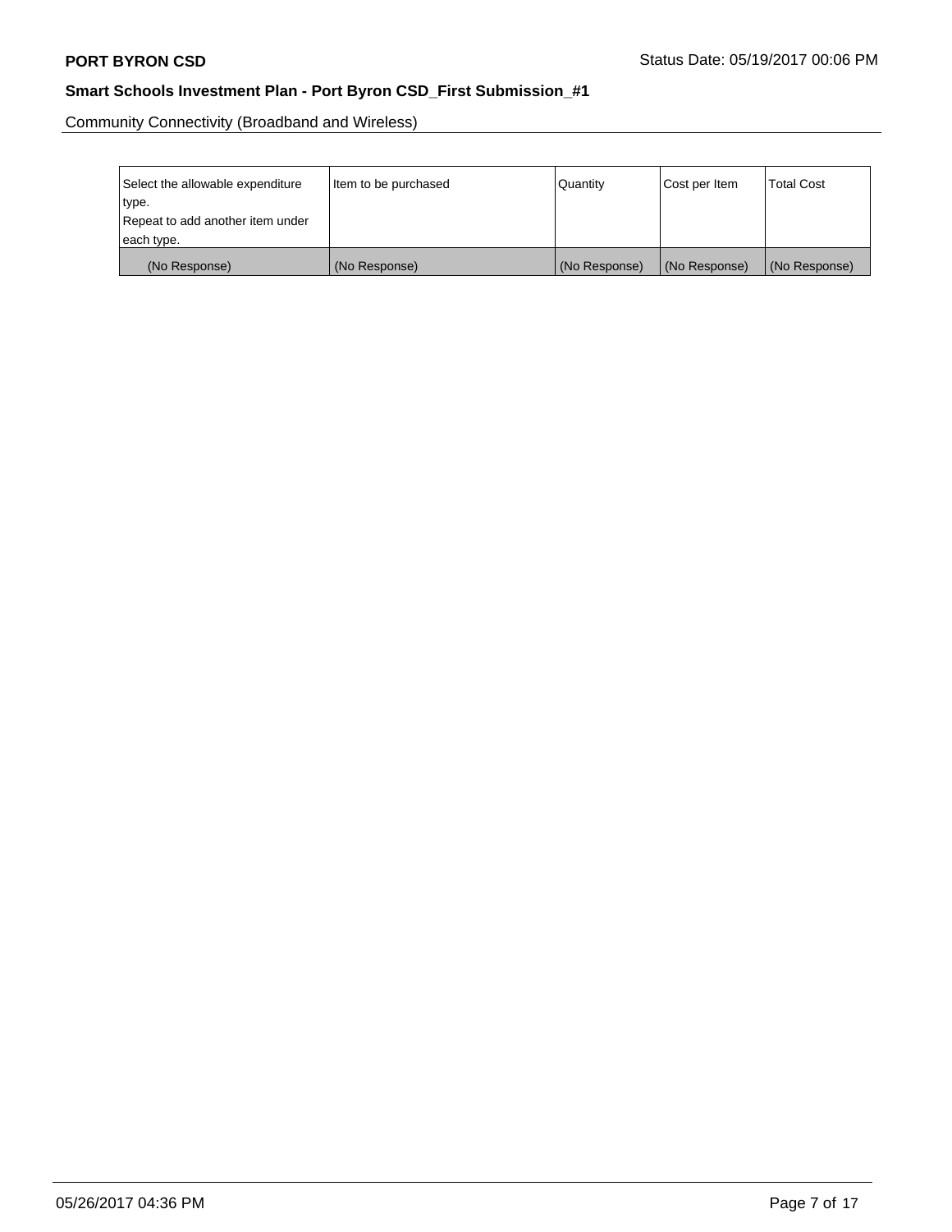Community Connectivity (Broadband and Wireless)

| Select the allowable expenditure type. Repeat to add another item under each type. | Item to be purchased | Quantity | Cost per Item | Total Cost |
|---|---|---|---|---|
| (No Response) | (No Response) | (No Response) | (No Response) | (No Response) |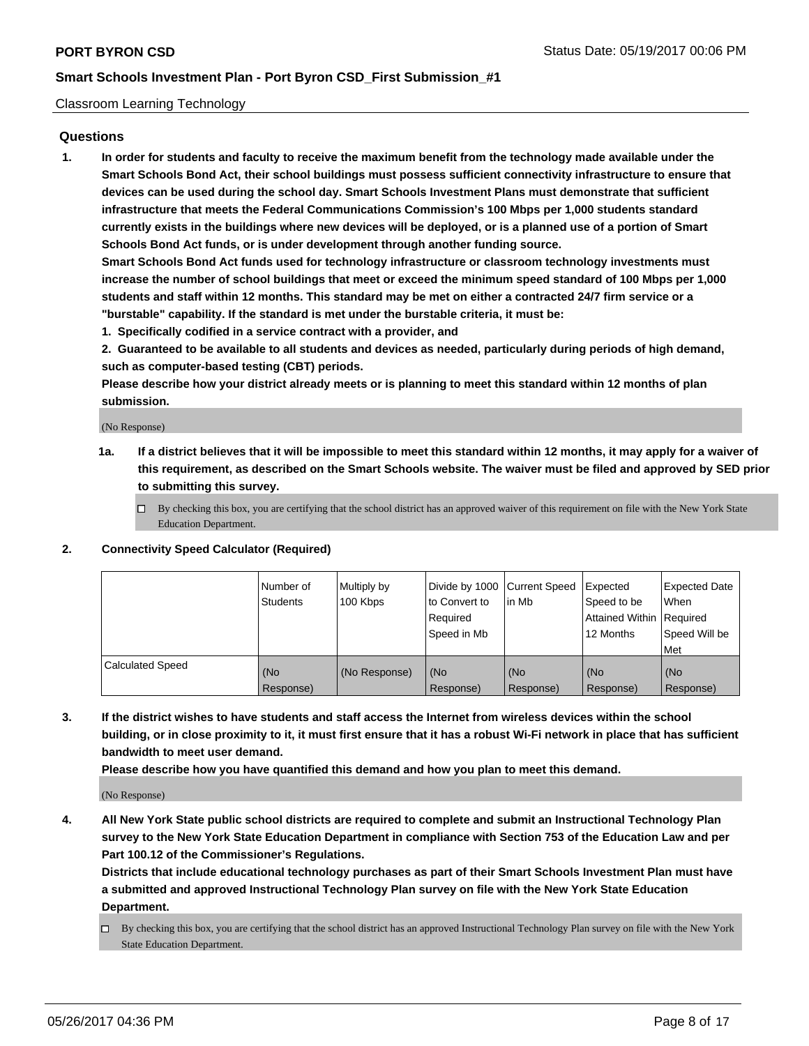Classroom Learning Technology

## Questions

**1. In order for students and faculty to receive the maximum benefit from the technology made available under the Smart Schools Bond Act, their school buildings must possess sufficient connectivity infrastructure to ensure that devices can be used during the school day. Smart Schools Investment Plans must demonstrate that sufficient infrastructure that meets the Federal Communications Commission's 100 Mbps per 1,000 students standard currently exists in the buildings where new devices will be deployed, or is a planned use of a portion of Smart Schools Bond Act funds, or is under development through another funding source.**

**Smart Schools Bond Act funds used for technology infrastructure or classroom technology investments must increase the number of school buildings that meet or exceed the minimum speed standard of 100 Mbps per 1,000 students and staff within 12 months. This standard may be met on either a contracted 24/7 firm service or a "burstable" capability. If the standard is met under the burstable criteria, it must be:**

**1. Specifically codified in a service contract with a provider, and**

**2. Guaranteed to be available to all students and devices as needed, particularly during periods of high demand, such as computer-based testing (CBT) periods.**

**Please describe how your district already meets or is planning to meet this standard within 12 months of plan submission.**

(No Response)

**1a. If a district believes that it will be impossible to meet this standard within 12 months, it may apply for a waiver of this requirement, as described on the Smart Schools website. The waiver must be filed and approved by SED prior to submitting this survey.**

☐ By checking this box, you are certifying that the school district has an approved waiver of this requirement on file with the New York State Education Department.

**2. Connectivity Speed Calculator (Required)**

| | Number of Students | Multiply by 100 Kbps | Divide by 1000 to Convert to Required Speed in Mb | Current Speed in Mb | Expected Speed to be Attained Within 12 Months | Expected Date When Required Speed Will be Met |
|---|---|---|---|---|---|---|
| Calculated Speed | (No Response) | (No Response) | (No Response) | (No Response) | (No Response) | (No Response) |

**3. If the district wishes to have students and staff access the Internet from wireless devices within the school building, or in close proximity to it, it must first ensure that it has a robust Wi-Fi network in place that has sufficient bandwidth to meet user demand.**

**Please describe how you have quantified this demand and how you plan to meet this demand.**

(No Response)

**4. All New York State public school districts are required to complete and submit an Instructional Technology Plan survey to the New York State Education Department in compliance with Section 753 of the Education Law and per Part 100.12 of the Commissioner's Regulations.**

**Districts that include educational technology purchases as part of their Smart Schools Investment Plan must have a submitted and approved Instructional Technology Plan survey on file with the New York State Education Department.**

☐ By checking this box, you are certifying that the school district has an approved Instructional Technology Plan survey on file with the New York State Education Department.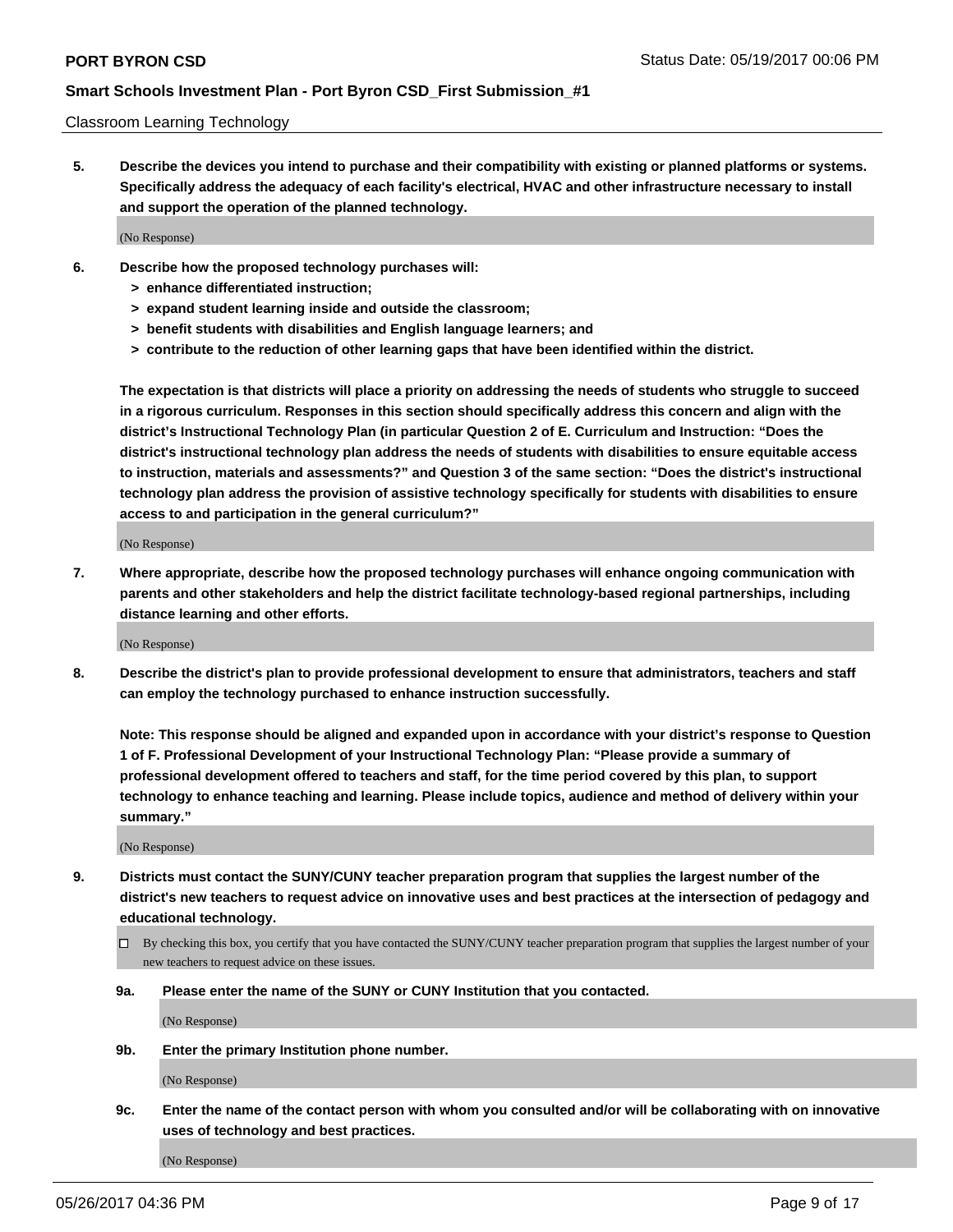Classroom Learning Technology

**5. Describe the devices you intend to purchase and their compatibility with existing or planned platforms or systems. Specifically address the adequacy of each facility's electrical, HVAC and other infrastructure necessary to install and support the operation of the planned technology.**

(No Response)

**6. Describe how the proposed technology purchases will:**
- **> enhance differentiated instruction;**
- **> expand student learning inside and outside the classroom;**
- **> benefit students with disabilities and English language learners; and**
- **> contribute to the reduction of other learning gaps that have been identified within the district.**

**The expectation is that districts will place a priority on addressing the needs of students who struggle to succeed in a rigorous curriculum. Responses in this section should specifically address this concern and align with the district's Instructional Technology Plan (in particular Question 2 of E. Curriculum and Instruction: "Does the district's instructional technology plan address the needs of students with disabilities to ensure equitable access to instruction, materials and assessments?" and Question 3 of the same section: "Does the district's instructional technology plan address the provision of assistive technology specifically for students with disabilities to ensure access to and participation in the general curriculum?"**

(No Response)

**7. Where appropriate, describe how the proposed technology purchases will enhance ongoing communication with parents and other stakeholders and help the district facilitate technology-based regional partnerships, including distance learning and other efforts.**

(No Response)

**8. Describe the district's plan to provide professional development to ensure that administrators, teachers and staff can employ the technology purchased to enhance instruction successfully.**

**Note: This response should be aligned and expanded upon in accordance with your district's response to Question 1 of F. Professional Development of your Instructional Technology Plan: "Please provide a summary of professional development offered to teachers and staff, for the time period covered by this plan, to support technology to enhance teaching and learning. Please include topics, audience and method of delivery within your summary."**

(No Response)

**9. Districts must contact the SUNY/CUNY teacher preparation program that supplies the largest number of the district's new teachers to request advice on innovative uses and best practices at the intersection of pedagogy and educational technology.**

☐ By checking this box, you certify that you have contacted the SUNY/CUNY teacher preparation program that supplies the largest number of your new teachers to request advice on these issues.

**9a. Please enter the name of the SUNY or CUNY Institution that you contacted.**

(No Response)

**9b. Enter the primary Institution phone number.**

(No Response)

**9c. Enter the name of the contact person with whom you consulted and/or will be collaborating with on innovative uses of technology and best practices.**

(No Response)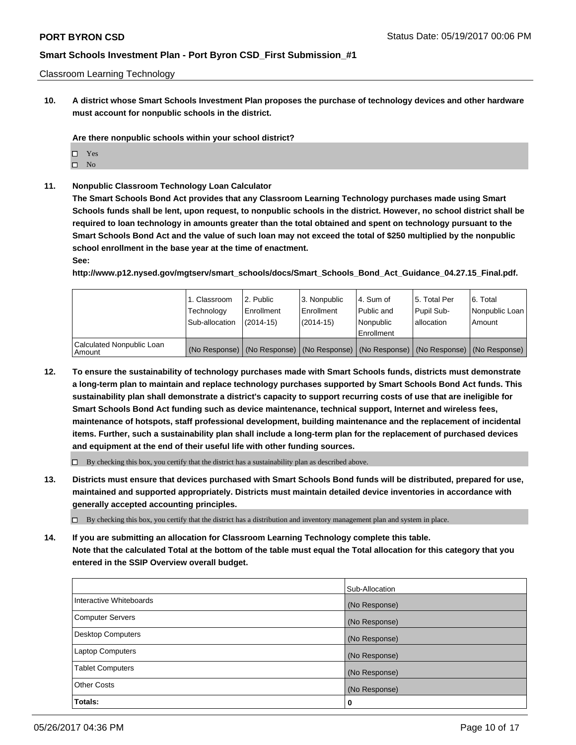Classroom Learning Technology

**10. A district whose Smart Schools Investment Plan proposes the purchase of technology devices and other hardware must account for nonpublic schools in the district.**

**Are there nonpublic schools within your school district?**

- ☐ Yes
- ☐ No

**11. Nonpublic Classroom Technology Loan Calculator**

**The Smart Schools Bond Act provides that any Classroom Learning Technology purchases made using Smart Schools funds shall be lent, upon request, to nonpublic schools in the district. However, no school district shall be required to loan technology in amounts greater than the total obtained and spent on technology pursuant to the Smart Schools Bond Act and the value of such loan may not exceed the total of $250 multiplied by the nonpublic school enrollment in the base year at the time of enactment.**

**See:**

**http://www.p12.nysed.gov/mgtserv/smart_schools/docs/Smart_Schools_Bond_Act_Guidance_04.27.15_Final.pdf.**

| | 1. Classroom Technology Sub-allocation | 2. Public Enrollment (2014-15) | 3. Nonpublic Enrollment (2014-15) | 4. Sum of Public and Nonpublic Enrollment | 5. Total Per Pupil Sub-allocation | 6. Total Nonpublic Loan Amount |
|---|---|---|---|---|---|---|
| Calculated Nonpublic Loan Amount | (No Response) | (No Response) | (No Response) | (No Response) | (No Response) | (No Response) |

**12. To ensure the sustainability of technology purchases made with Smart Schools funds, districts must demonstrate a long-term plan to maintain and replace technology purchases supported by Smart Schools Bond Act funds. This sustainability plan shall demonstrate a district's capacity to support recurring costs of use that are ineligible for Smart Schools Bond Act funding such as device maintenance, technical support, Internet and wireless fees, maintenance of hotspots, staff professional development, building maintenance and the replacement of incidental items. Further, such a sustainability plan shall include a long-term plan for the replacement of purchased devices and equipment at the end of their useful life with other funding sources.**

- ☐ By checking this box, you certify that the district has a sustainability plan as described above.

**13. Districts must ensure that devices purchased with Smart Schools Bond funds will be distributed, prepared for use, maintained and supported appropriately. Districts must maintain detailed device inventories in accordance with generally accepted accounting principles.**

- ☐ By checking this box, you certify that the district has a distribution and inventory management plan and system in place.

**14. If you are submitting an allocation for Classroom Learning Technology complete this table. Note that the calculated Total at the bottom of the table must equal the Total allocation for this category that you entered in the SSIP Overview overall budget.**

| | Sub-Allocation |
|---|---|
| Interactive Whiteboards | (No Response) |
| Computer Servers | (No Response) |
| Desktop Computers | (No Response) |
| Laptop Computers | (No Response) |
| Tablet Computers | (No Response) |
| Other Costs | (No Response) |
| **Totals:** | **0** |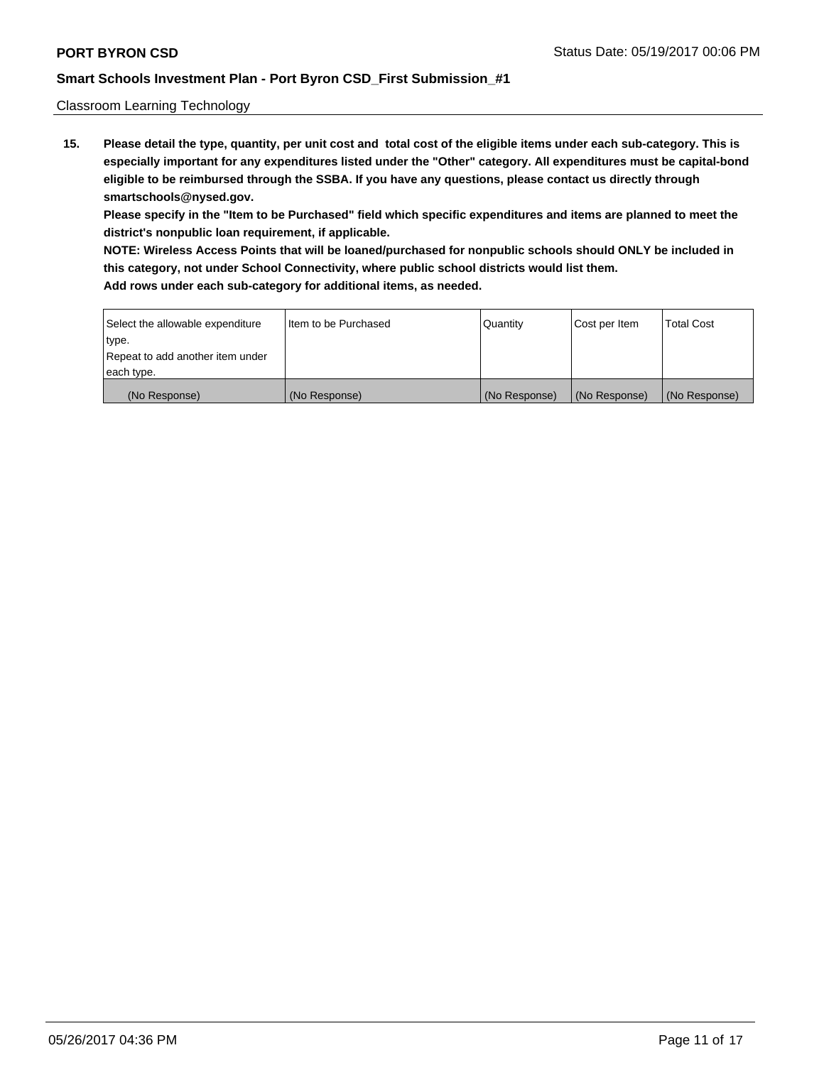Classroom Learning Technology

**15. Please detail the type, quantity, per unit cost and total cost of the eligible items under each sub-category. This is especially important for any expenditures listed under the "Other" category. All expenditures must be capital-bond eligible to be reimbursed through the SSBA. If you have any questions, please contact us directly through smartschools@nysed.gov.**

**Please specify in the "Item to be Purchased" field which specific expenditures and items are planned to meet the district's nonpublic loan requirement, if applicable.**

**NOTE: Wireless Access Points that will be loaned/purchased for nonpublic schools should ONLY be included in this category, not under School Connectivity, where public school districts would list them.**

**Add rows under each sub-category for additional items, as needed.**

| Select the allowable expenditure type. Repeat to add another item under each type. | Item to be Purchased | Quantity | Cost per Item | Total Cost |
|---|---|---|---|---|
| (No Response) | (No Response) | (No Response) | (No Response) | (No Response) |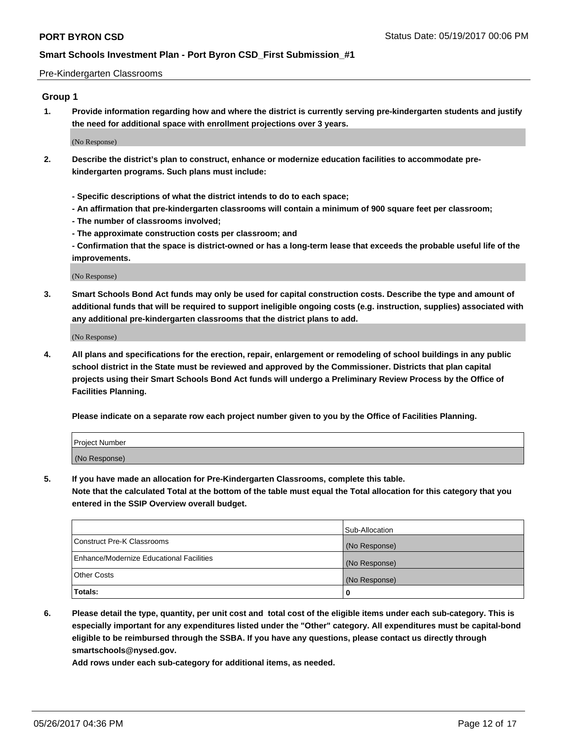Pre-Kindergarten Classrooms

## Group 1

1. **Provide information regarding how and where the district is currently serving pre-kindergarten students and justify the need for additional space with enrollment projections over 3 years.**

   (No Response)

2. **Describe the district's plan to construct, enhance or modernize education facilities to accommodate pre-kindergarten programs. Such plans must include:**

   **- Specific descriptions of what the district intends to do to each space;**
   **- An affirmation that pre-kindergarten classrooms will contain a minimum of 900 square feet per classroom;**
   **- The number of classrooms involved;**
   **- The approximate construction costs per classroom; and**
   **- Confirmation that the space is district-owned or has a long-term lease that exceeds the probable useful life of the improvements.**

   (No Response)

3. **Smart Schools Bond Act funds may only be used for capital construction costs. Describe the type and amount of additional funds that will be required to support ineligible ongoing costs (e.g. instruction, supplies) associated with any additional pre-kindergarten classrooms that the district plans to add.**

   (No Response)

4. **All plans and specifications for the erection, repair, enlargement or remodeling of school buildings in any public school district in the State must be reviewed and approved by the Commissioner. Districts that plan capital projects using their Smart Schools Bond Act funds will undergo a Preliminary Review Process by the Office of Facilities Planning.**

   **Please indicate on a separate row each project number given to you by the Office of Facilities Planning.**

| Project Number |
| --- |
| (No Response) |

5. **If you have made an allocation for Pre-Kindergarten Classrooms, complete this table.**
   **Note that the calculated Total at the bottom of the table must equal the Total allocation for this category that you entered in the SSIP Overview overall budget.**

|  | Sub-Allocation |
| --- | --- |
| Construct Pre-K Classrooms | (No Response) |
| Enhance/Modernize Educational Facilities | (No Response) |
| Other Costs | (No Response) |
| **Totals:** | **0** |

6. **Please detail the type, quantity, per unit cost and total cost of the eligible items under each sub-category. This is especially important for any expenditures listed under the "Other" category. All expenditures must be capital-bond eligible to be reimbursed through the SSBA. If you have any questions, please contact us directly through smartschools@nysed.gov.**
   **Add rows under each sub-category for additional items, as needed.**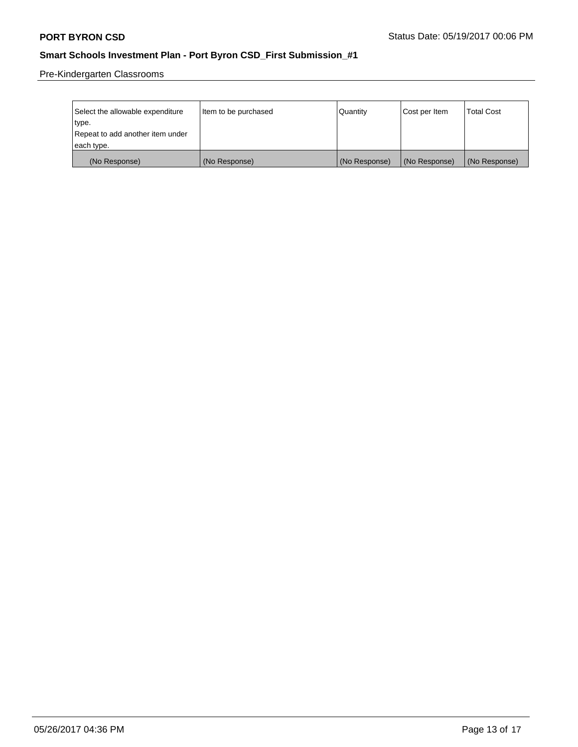Pre-Kindergarten Classrooms

| Select the allowable expenditure type. Repeat to add another item under each type. | Item to be purchased | Quantity | Cost per Item | Total Cost |
| --- | --- | --- | --- | --- |
| (No Response) | (No Response) | (No Response) | (No Response) | (No Response) |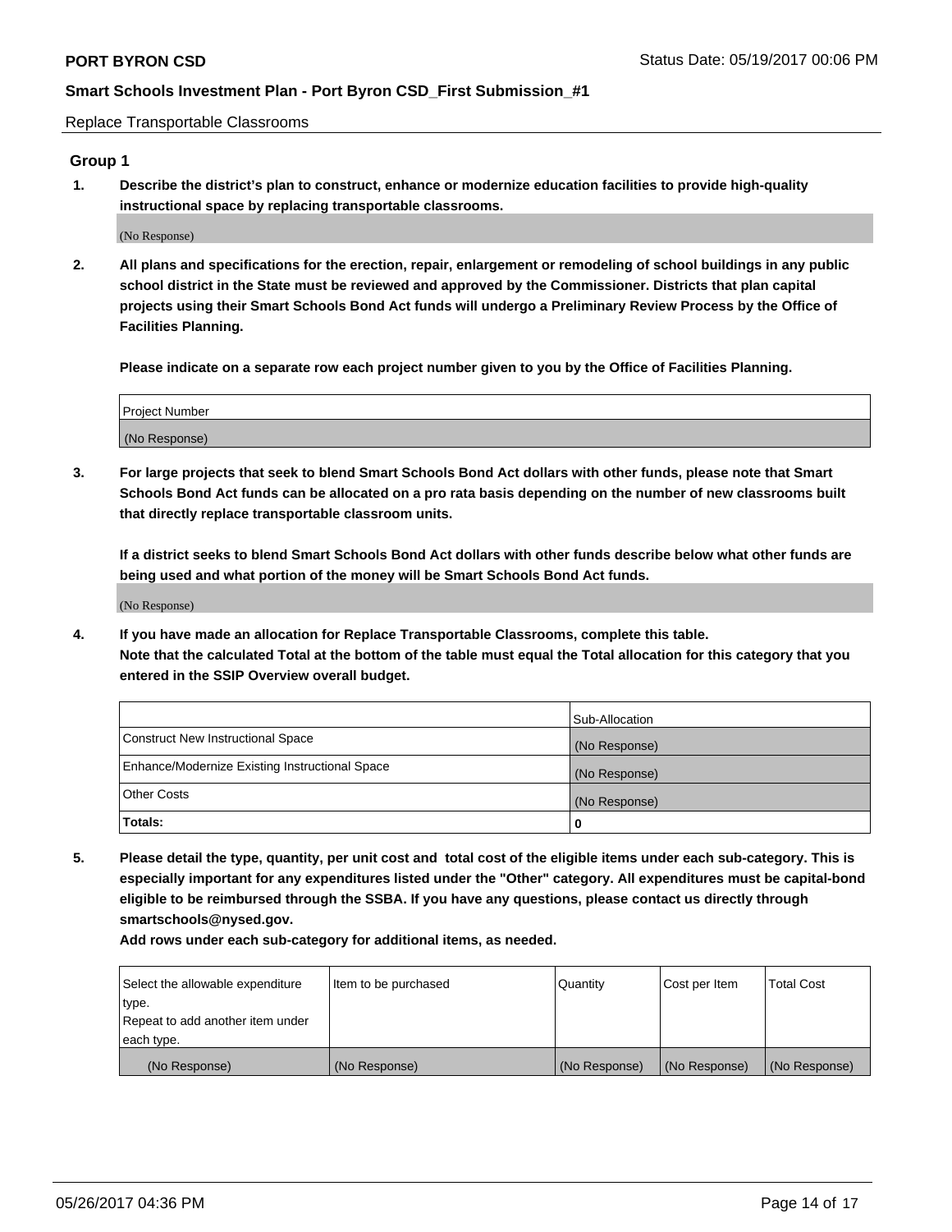Replace Transportable Classrooms

## Group 1

**1. Describe the district's plan to construct, enhance or modernize education facilities to provide high-quality instructional space by replacing transportable classrooms.**

(No Response)

**2. All plans and specifications for the erection, repair, enlargement or remodeling of school buildings in any public school district in the State must be reviewed and approved by the Commissioner. Districts that plan capital projects using their Smart Schools Bond Act funds will undergo a Preliminary Review Process by the Office of Facilities Planning.**

**Please indicate on a separate row each project number given to you by the Office of Facilities Planning.**

| Project Number |
| --- |
| (No Response) |

**3. For large projects that seek to blend Smart Schools Bond Act dollars with other funds, please note that Smart Schools Bond Act funds can be allocated on a pro rata basis depending on the number of new classrooms built that directly replace transportable classroom units.**

**If a district seeks to blend Smart Schools Bond Act dollars with other funds describe below what other funds are being used and what portion of the money will be Smart Schools Bond Act funds.**

(No Response)

**4. If you have made an allocation for Replace Transportable Classrooms, complete this table. Note that the calculated Total at the bottom of the table must equal the Total allocation for this category that you entered in the SSIP Overview overall budget.**

| | Sub-Allocation |
| --- | --- |
| Construct New Instructional Space | (No Response) |
| Enhance/Modernize Existing Instructional Space | (No Response) |
| Other Costs | (No Response) |
| **Totals:** | **0** |

**5. Please detail the type, quantity, per unit cost and total cost of the eligible items under each sub-category. This is especially important for any expenditures listed under the "Other" category. All expenditures must be capital-bond eligible to be reimbursed through the SSBA. If you have any questions, please contact us directly through smartschools@nysed.gov.**

**Add rows under each sub-category for additional items, as needed.**

| Select the allowable expenditure type. Repeat to add another item under each type. | Item to be purchased | Quantity | Cost per Item | Total Cost |
| --- | --- | --- | --- | --- |
| (No Response) | (No Response) | (No Response) | (No Response) | (No Response) |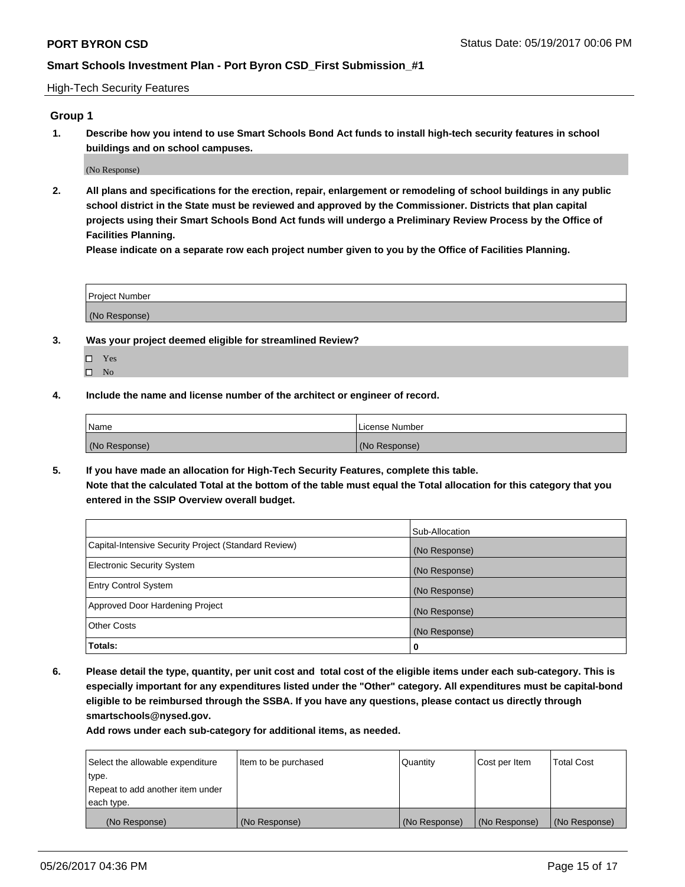High-Tech Security Features

## Group 1

**1. Describe how you intend to use Smart Schools Bond Act funds to install high-tech security features in school buildings and on school campuses.**

(No Response)

**2. All plans and specifications for the erection, repair, enlargement or remodeling of school buildings in any public school district in the State must be reviewed and approved by the Commissioner. Districts that plan capital projects using their Smart Schools Bond Act funds will undergo a Preliminary Review Process by the Office of Facilities Planning.**

**Please indicate on a separate row each project number given to you by the Office of Facilities Planning.**

| Project Number |
|---|
| (No Response) |

**3. Was your project deemed eligible for streamlined Review?**

- ☐ Yes
- ☐ No

**4. Include the name and license number of the architect or engineer of record.**

| Name | License Number |
|---|---|
| (No Response) | (No Response) |

**5. If you have made an allocation for High-Tech Security Features, complete this table.**
**Note that the calculated Total at the bottom of the table must equal the Total allocation for this category that you entered in the SSIP Overview overall budget.**

| | Sub-Allocation |
|---|---|
| Capital-Intensive Security Project (Standard Review) | (No Response) |
| Electronic Security System | (No Response) |
| Entry Control System | (No Response) |
| Approved Door Hardening Project | (No Response) |
| Other Costs | (No Response) |
| **Totals:** | **0** |

**6. Please detail the type, quantity, per unit cost and total cost of the eligible items under each sub-category. This is especially important for any expenditures listed under the "Other" category. All expenditures must be capital-bond eligible to be reimbursed through the SSBA. If you have any questions, please contact us directly through smartschools@nysed.gov.**

**Add rows under each sub-category for additional items, as needed.**

| Select the allowable expenditure type. Repeat to add another item under each type. | Item to be purchased | Quantity | Cost per Item | Total Cost |
|---|---|---|---|---|
| (No Response) | (No Response) | (No Response) | (No Response) | (No Response) |